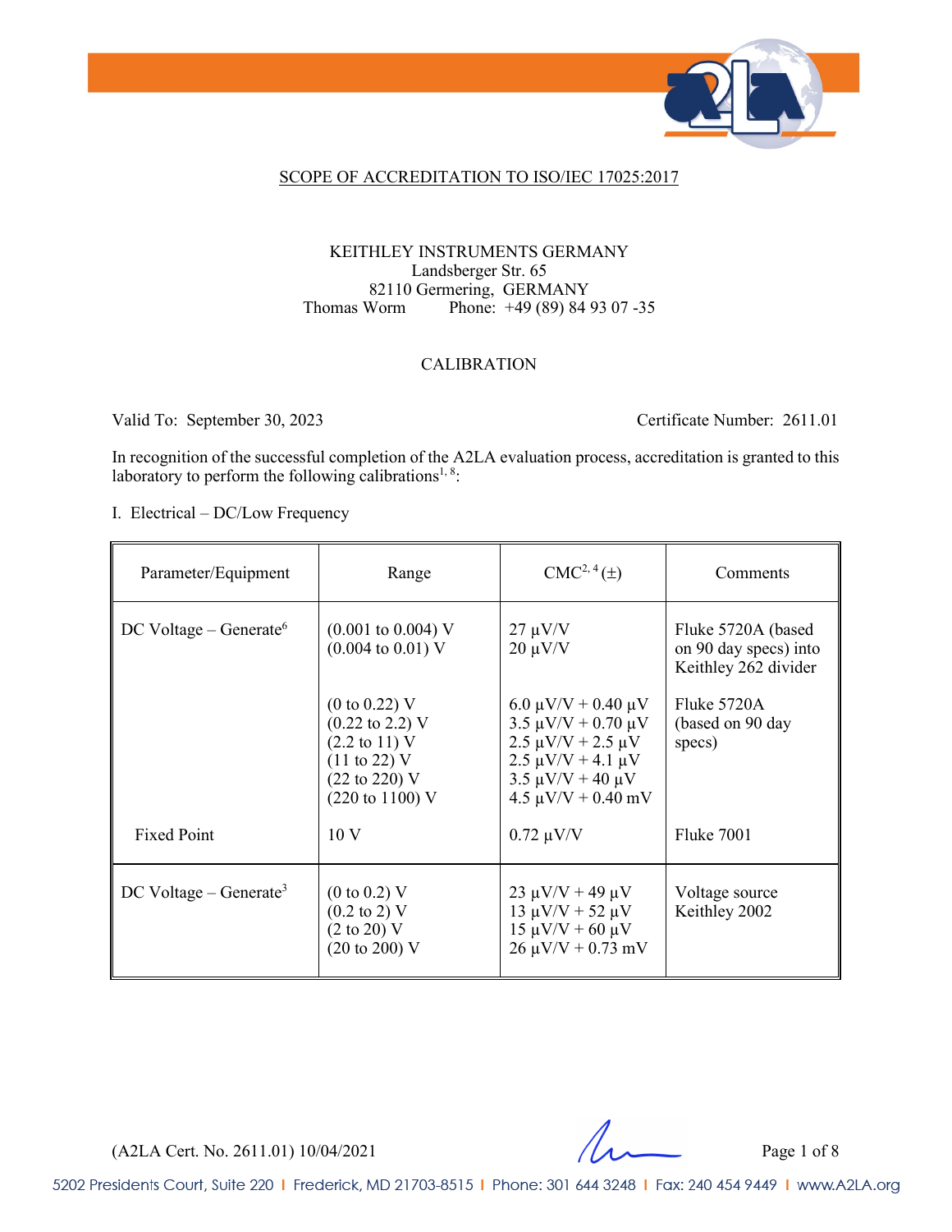SCOPE OF ACCREDITATION TO ISO/IEC 17025:2017

KEITHLEY INSTRUMENTS GERMANY
Landsberger Str. 65
82110 Germering, GERMANY
Thomas Worm Phone: +49 (89) 84 93 07 -35

CALIBRATION

Valid To: September 30, 2023 Certificate Number: 2611.01

In recognition of the successful completion of the A2LA evaluation process, accreditation is granted to this laboratory to perform the following calibrations[1, 8]:

I. Electrical – DC/Low Frequency

| Parameter/Equipment | Range | CMC[2, 4] (±) | Comments |
|---|---|---|---|
| DC Voltage – Generate[6] | (0.001 to 0.004) V<br>(0.004 to 0.01) V | 27 µV/V<br>20 µV/V | Fluke 5720A (based on 90 day specs) into Keithley 262 divider |
| | (0 to 0.22) V<br>(0.22 to 2.2) V<br>(2.2 to 11) V<br>(11 to 22) V<br>(22 to 220) V<br>(220 to 1100) V | 6.0 µV/V + 0.40 µV<br>3.5 µV/V + 0.70 µV<br>2.5 µV/V + 2.5 µV<br>2.5 µV/V + 4.1 µV<br>3.5 µV/V + 40 µV<br>4.5 µV/V + 0.40 mV | Fluke 5720A (based on 90 day specs) |
| Fixed Point | 10 V | 0.72 µV/V | Fluke 7001 |
| DC Voltage – Generate[3] | (0 to 0.2) V<br>(0.2 to 2) V<br>(2 to 20) V<br>(20 to 200) V | 23 µV/V + 49 µV<br>13 µV/V + 52 µV<br>15 µV/V + 60 µV<br>26 µV/V + 0.73 mV | Voltage source Keithley 2002 |

(A2LA Cert. No. 2611.01) 10/04/2021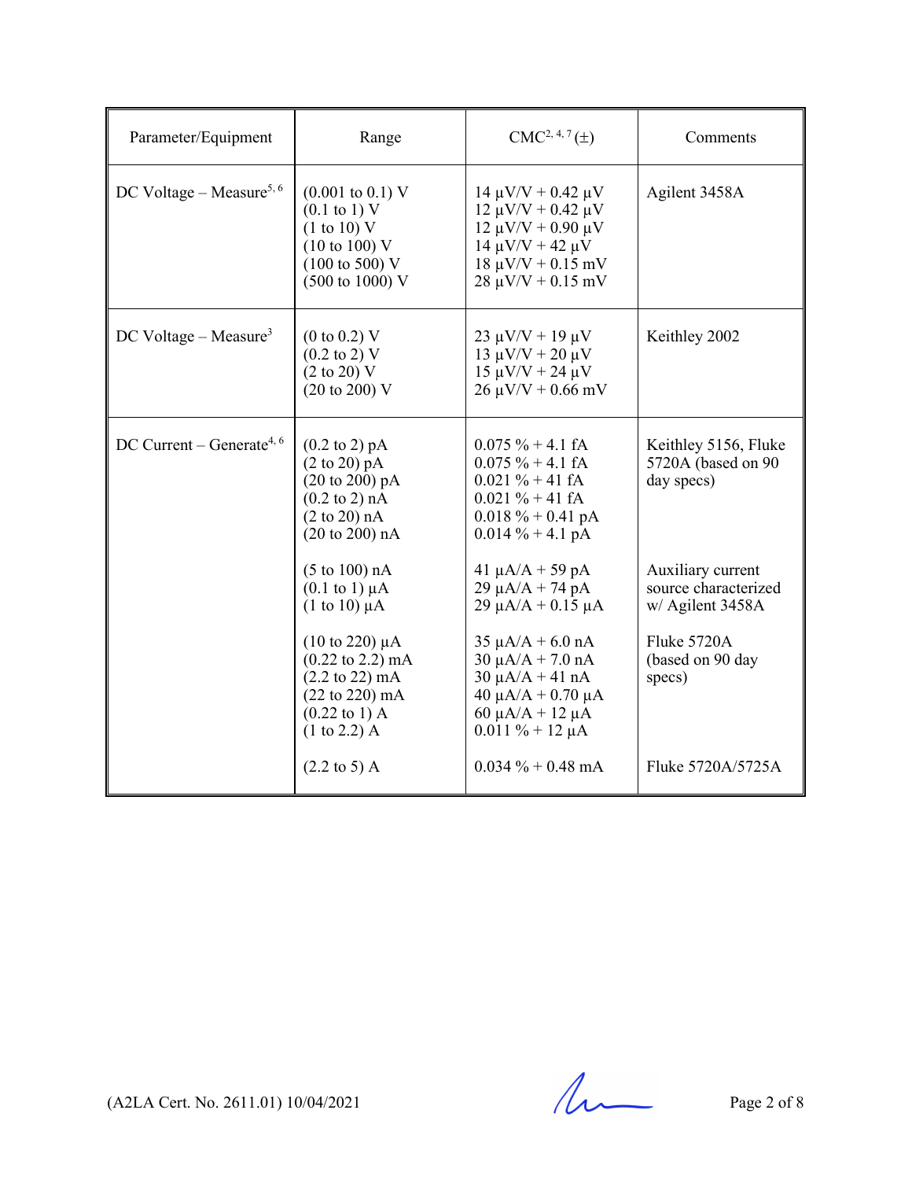| Parameter/Equipment | Range | CMC[2, 4, 7] (±) | Comments |
|---|---|---|---|
| DC Voltage – Measure[5, 6] | (0.001 to 0.1) V<br>(0.1 to 1) V<br>(1 to 10) V<br>(10 to 100) V<br>(100 to 500) V<br>(500 to 1000) V | 14 µV/V + 0.42 µV<br>12 µV/V + 0.42 µV<br>12 µV/V + 0.90 µV<br>14 µV/V + 42 µV<br>18 µV/V + 0.15 mV<br>28 µV/V + 0.15 mV | Agilent 3458A |
| DC Voltage – Measure[3] | (0 to 0.2) V<br>(0.2 to 2) V<br>(2 to 20) V<br>(20 to 200) V | 23 µV/V + 19 µV<br>13 µV/V + 20 µV<br>15 µV/V + 24 µV<br>26 µV/V + 0.66 mV | Keithley 2002 |
| DC Current – Generate[4, 6] | (0.2 to 2) pA<br>(2 to 20) pA<br>(20 to 200) pA<br>(0.2 to 2) nA<br>(2 to 20) nA<br>(20 to 200) nA | 0.075 % + 4.1 fA<br>0.075 % + 4.1 fA<br>0.021 % + 41 fA<br>0.021 % + 41 fA<br>0.018 % + 0.41 pA<br>0.014 % + 4.1 pA | Keithley 5156, Fluke 5720A (based on 90 day specs) |
| | (5 to 100) nA<br>(0.1 to 1) µA<br>(1 to 10) µA | 41 µA/A + 59 pA<br>29 µA/A + 74 pA<br>29 µA/A + 0.15 µA | Auxiliary current source characterized w/ Agilent 3458A |
| | (10 to 220) µA<br>(0.22 to 2.2) mA<br>(2.2 to 22) mA<br>(22 to 220) mA<br>(0.22 to 1) A<br>(1 to 2.2) A | 35 µA/A + 6.0 nA<br>30 µA/A + 7.0 nA<br>30 µA/A + 41 nA<br>40 µA/A + 0.70 µA<br>60 µA/A + 12 µA<br>0.011 % + 12 µA | Fluke 5720A (based on 90 day specs) |
| | (2.2 to 5) A | 0.034 % + 0.48 mA | Fluke 5720A/5725A |

(A2LA Cert. No. 2611.01) 10/04/2021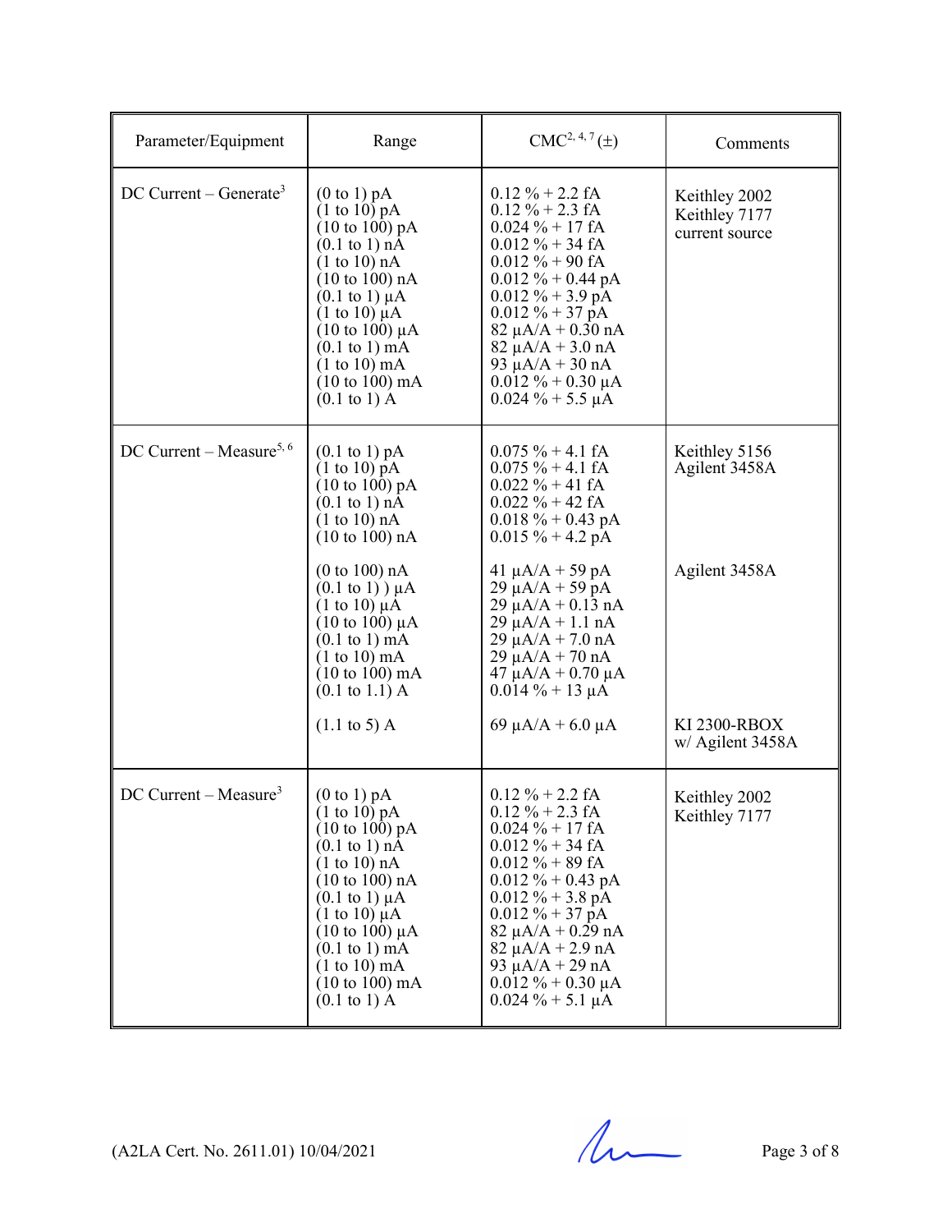| Parameter/Equipment | Range | CMC[2, 4, 7] (±) | Comments |
|---|---|---|---|
| DC Current – Generate[3] | (0 to 1) pA<br>(1 to 10) pA<br>(10 to 100) pA<br>(0.1 to 1) nA<br>(1 to 10) nA<br>(10 to 100) nA<br>(0.1 to 1) µA<br>(1 to 10) µA<br>(10 to 100) µA<br>(0.1 to 1) mA<br>(1 to 10) mA<br>(10 to 100) mA<br>(0.1 to 1) A | 0.12 % + 2.2 fA<br>0.12 % + 2.3 fA<br>0.024 % + 17 fA<br>0.012 % + 34 fA<br>0.012 % + 90 fA<br>0.012 % + 0.44 pA<br>0.012 % + 3.9 pA<br>0.012 % + 37 pA<br>82 µA/A + 0.30 nA<br>82 µA/A + 3.0 nA<br>93 µA/A + 30 nA<br>0.012 % + 0.30 µA<br>0.024 % + 5.5 µA | Keithley 2002<br>Keithley 7177<br>current source |
| DC Current – Measure[5, 6] | (0.1 to 1) pA<br>(1 to 10) pA<br>(10 to 100) pA<br>(0.1 to 1) nA<br>(1 to 10) nA<br>(10 to 100) nA | 0.075 % + 4.1 fA<br>0.075 % + 4.1 fA<br>0.022 % + 41 fA<br>0.022 % + 42 fA<br>0.018 % + 0.43 pA<br>0.015 % + 4.2 pA | Keithley 5156<br>Agilent 3458A |
| | (0 to 100) nA<br>(0.1 to 1) ) µA<br>(1 to 10) µA<br>(10 to 100) µA<br>(0.1 to 1) mA<br>(1 to 10) mA<br>(10 to 100) mA<br>(0.1 to 1.1) A | 41 µA/A + 59 pA<br>29 µA/A + 59 pA<br>29 µA/A + 0.13 nA<br>29 µA/A + 1.1 nA<br>29 µA/A + 7.0 nA<br>29 µA/A + 70 nA<br>47 µA/A + 0.70 µA<br>0.014 % + 13 µA | Agilent 3458A |
| | (1.1 to 5) A | 69 µA/A + 6.0 µA | KI 2300-RBOX<br>w/ Agilent 3458A |
| DC Current – Measure[3] | (0 to 1) pA<br>(1 to 10) pA<br>(10 to 100) pA<br>(0.1 to 1) nA<br>(1 to 10) nA<br>(10 to 100) nA<br>(0.1 to 1) µA<br>(1 to 10) µA<br>(10 to 100) µA<br>(0.1 to 1) mA<br>(1 to 10) mA<br>(10 to 100) mA<br>(0.1 to 1) A | 0.12 % + 2.2 fA<br>0.12 % + 2.3 fA<br>0.024 % + 17 fA<br>0.012 % + 34 fA<br>0.012 % + 89 fA<br>0.012 % + 0.43 pA<br>0.012 % + 3.8 pA<br>0.012 % + 37 pA<br>82 µA/A + 0.29 nA<br>82 µA/A + 2.9 nA<br>93 µA/A + 29 nA<br>0.012 % + 0.30 µA<br>0.024 % + 5.1 µA | Keithley 2002<br>Keithley 7177 |

(A2LA Cert. No. 2611.01) 10/04/2021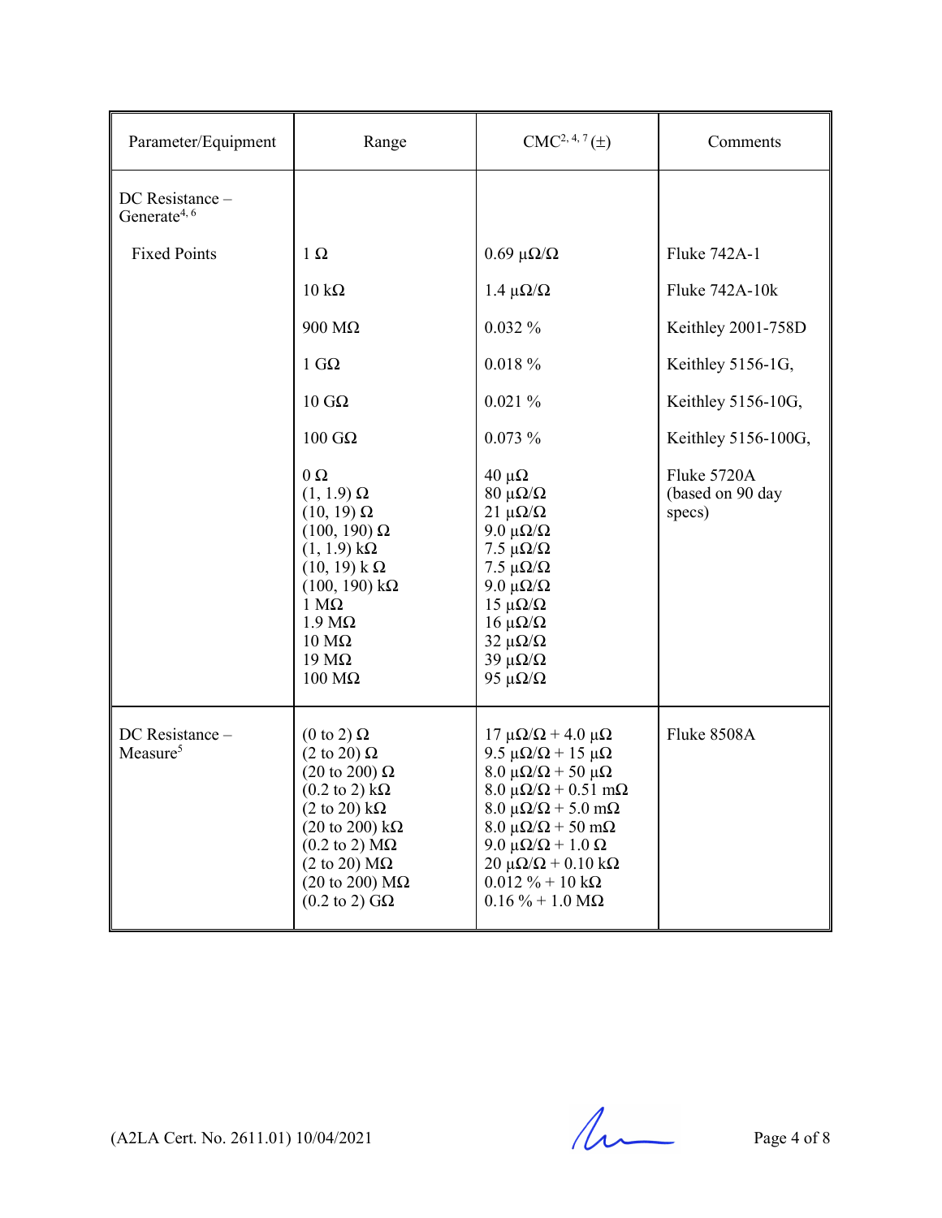| Parameter/Equipment | Range | CMC[2, 4, 7] (±) | Comments |
|---|---|---|---|
| DC Resistance – Generate[4, 6] | | | |
| Fixed Points | 1 Ω | 0.69 μΩ/Ω | Fluke 742A-1 |
| | 10 kΩ | 1.4 μΩ/Ω | Fluke 742A-10k |
| | 900 MΩ | 0.032 % | Keithley 2001-758D |
| | 1 GΩ | 0.018 % | Keithley 5156-1G, |
| | 10 GΩ | 0.021 % | Keithley 5156-10G, |
| | 100 GΩ | 0.073 % | Keithley 5156-100G, |
| | 0 Ω<br>(1, 1.9) Ω<br>(10, 19) Ω<br>(100, 190) Ω<br>(1, 1.9) kΩ<br>(10, 19) k Ω<br>(100, 190) kΩ<br>1 MΩ<br>1.9 MΩ<br>10 MΩ<br>19 MΩ<br>100 MΩ | 40 μΩ<br>80 μΩ/Ω<br>21 μΩ/Ω<br>9.0 μΩ/Ω<br>7.5 μΩ/Ω<br>7.5 μΩ/Ω<br>9.0 μΩ/Ω<br>15 μΩ/Ω<br>16 μΩ/Ω<br>32 μΩ/Ω<br>39 μΩ/Ω<br>95 μΩ/Ω | Fluke 5720A (based on 90 day specs) |
| DC Resistance – Measure[5] | (0 to 2) Ω<br>(2 to 20) Ω<br>(20 to 200) Ω<br>(0.2 to 2) kΩ<br>(2 to 20) kΩ<br>(20 to 200) kΩ<br>(0.2 to 2) MΩ<br>(2 to 20) MΩ<br>(20 to 200) MΩ<br>(0.2 to 2) GΩ | 17 μΩ/Ω + 4.0 μΩ<br>9.5 μΩ/Ω + 15 μΩ<br>8.0 μΩ/Ω + 50 μΩ<br>8.0 μΩ/Ω + 0.51 mΩ<br>8.0 μΩ/Ω + 5.0 mΩ<br>8.0 μΩ/Ω + 50 mΩ<br>9.0 μΩ/Ω + 1.0 Ω<br>20 μΩ/Ω + 0.10 kΩ<br>0.012 % + 10 kΩ<br>0.16 % + 1.0 MΩ | Fluke 8508A |

(A2LA Cert. No. 2611.01) 10/04/2021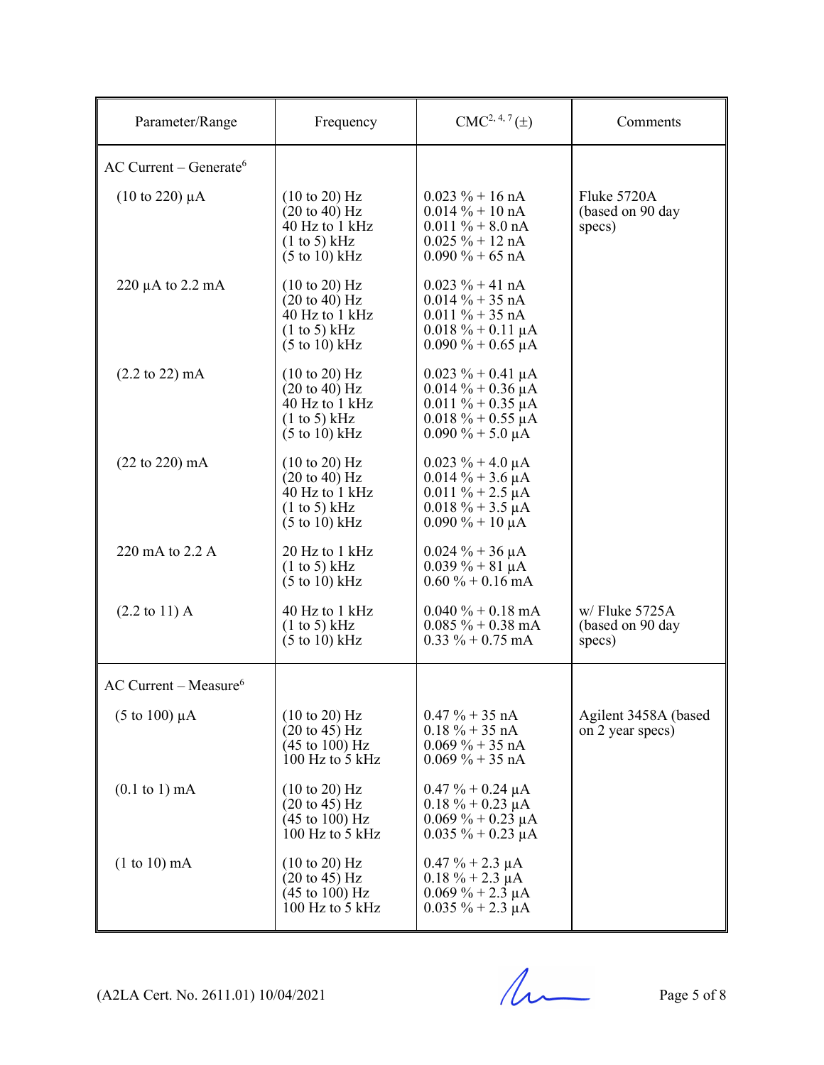| Parameter/Range | Frequency | CMC[2, 4, 7] (±) | Comments |
|---|---|---|---|
| AC Current – Generate[6] | | | |
| (10 to 220) µA | (10 to 20) Hz<br>(20 to 40) Hz<br>40 Hz to 1 kHz<br>(1 to 5) kHz<br>(5 to 10) kHz | 0.023 % + 16 nA<br>0.014 % + 10 nA<br>0.011 % + 8.0 nA<br>0.025 % + 12 nA<br>0.090 % + 65 nA | Fluke 5720A (based on 90 day specs) |
| 220 µA to 2.2 mA | (10 to 20) Hz<br>(20 to 40) Hz<br>40 Hz to 1 kHz<br>(1 to 5) kHz<br>(5 to 10) kHz | 0.023 % + 41 nA<br>0.014 % + 35 nA<br>0.011 % + 35 nA<br>0.018 % + 0.11 µA<br>0.090 % + 0.65 µA | |
| (2.2 to 22) mA | (10 to 20) Hz<br>(20 to 40) Hz<br>40 Hz to 1 kHz<br>(1 to 5) kHz<br>(5 to 10) kHz | 0.023 % + 0.41 µA<br>0.014 % + 0.36 µA<br>0.011 % + 0.35 µA<br>0.018 % + 0.55 µA<br>0.090 % + 5.0 µA | |
| (22 to 220) mA | (10 to 20) Hz<br>(20 to 40) Hz<br>40 Hz to 1 kHz<br>(1 to 5) kHz<br>(5 to 10) kHz | 0.023 % + 4.0 µA<br>0.014 % + 3.6 µA<br>0.011 % + 2.5 µA<br>0.018 % + 3.5 µA<br>0.090 % + 10 µA | |
| 220 mA to 2.2 A | 20 Hz to 1 kHz<br>(1 to 5) kHz<br>(5 to 10) kHz | 0.024 % + 36 µA<br>0.039 % + 81 µA<br>0.60 % + 0.16 mA | |
| (2.2 to 11) A | 40 Hz to 1 kHz<br>(1 to 5) kHz<br>(5 to 10) kHz | 0.040 % + 0.18 mA<br>0.085 % + 0.38 mA<br>0.33 % + 0.75 mA | w/ Fluke 5725A (based on 90 day specs) |
| AC Current – Measure[6] | | | |
| (5 to 100) µA | (10 to 20) Hz<br>(20 to 45) Hz<br>(45 to 100) Hz<br>100 Hz to 5 kHz | 0.47 % + 35 nA<br>0.18 % + 35 nA<br>0.069 % + 35 nA<br>0.069 % + 35 nA | Agilent 3458A (based on 2 year specs) |
| (0.1 to 1) mA | (10 to 20) Hz<br>(20 to 45) Hz<br>(45 to 100) Hz<br>100 Hz to 5 kHz | 0.47 % + 0.24 µA<br>0.18 % + 0.23 µA<br>0.069 % + 0.23 µA<br>0.035 % + 0.23 µA | |
| (1 to 10) mA | (10 to 20) Hz<br>(20 to 45) Hz<br>(45 to 100) Hz<br>100 Hz to 5 kHz | 0.47 % + 2.3 µA<br>0.18 % + 2.3 µA<br>0.069 % + 2.3 µA<br>0.035 % + 2.3 µA | |

(A2LA Cert. No. 2611.01) 10/04/2021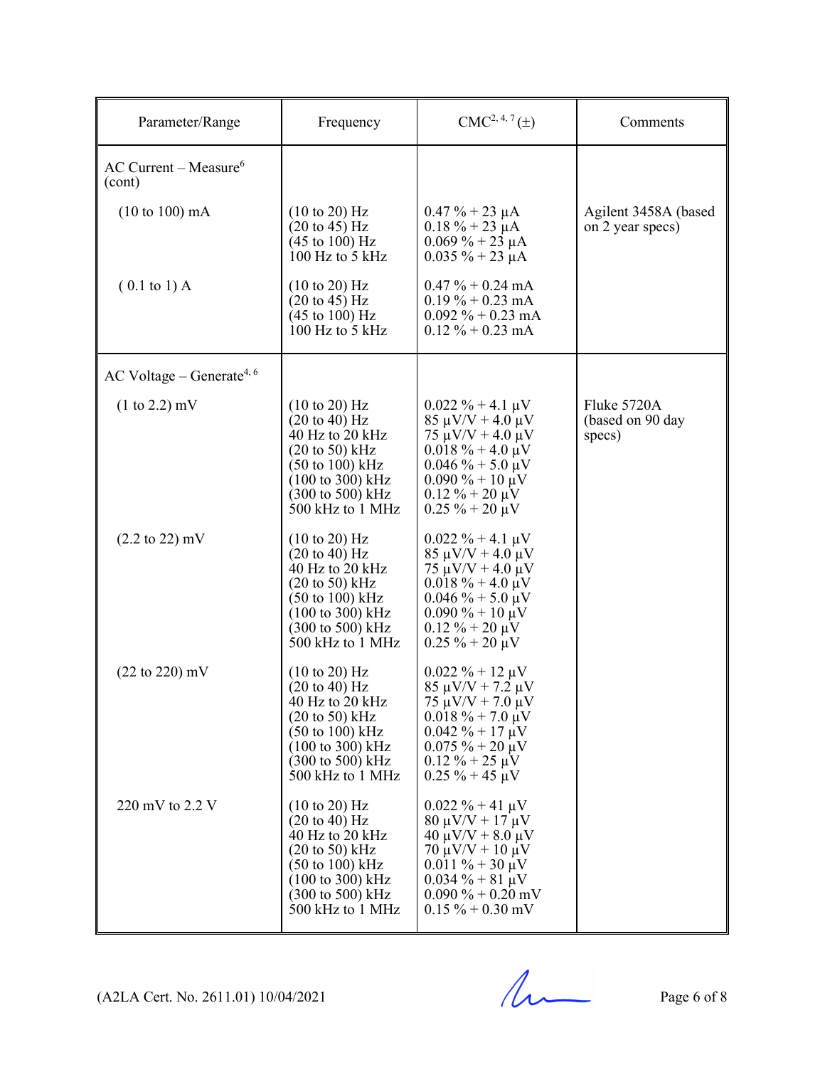| Parameter/Range | Frequency | CMC[2, 4, 7] (±) | Comments |
|---|---|---|---|
| AC Current – Measure[6] (cont) | | | |
| (10 to 100) mA | (10 to 20) Hz<br>(20 to 45) Hz<br>(45 to 100) Hz<br>100 Hz to 5 kHz | 0.47 % + 23 µA<br>0.18 % + 23 µA<br>0.069 % + 23 µA<br>0.035 % + 23 µA | Agilent 3458A (based on 2 year specs) |
| ( 0.1 to 1) A | (10 to 20) Hz<br>(20 to 45) Hz<br>(45 to 100) Hz<br>100 Hz to 5 kHz | 0.47 % + 0.24 mA<br>0.19 % + 0.23 mA<br>0.092 % + 0.23 mA<br>0.12 % + 0.23 mA | |
| AC Voltage – Generate[4, 6] | | | |
| (1 to 2.2) mV | (10 to 20) Hz<br>(20 to 40) Hz<br>40 Hz to 20 kHz<br>(20 to 50) kHz<br>(50 to 100) kHz<br>(100 to 300) kHz<br>(300 to 500) kHz<br>500 kHz to 1 MHz | 0.022 % + 4.1 µV<br>85 µV/V + 4.0 µV<br>75 µV/V + 4.0 µV<br>0.018 % + 4.0 µV<br>0.046 % + 5.0 µV<br>0.090 % + 10 µV<br>0.12 % + 20 µV<br>0.25 % + 20 µV | Fluke 5720A (based on 90 day specs) |
| (2.2 to 22) mV | (10 to 20) Hz<br>(20 to 40) Hz<br>40 Hz to 20 kHz<br>(20 to 50) kHz<br>(50 to 100) kHz<br>(100 to 300) kHz<br>(300 to 500) kHz<br>500 kHz to 1 MHz | 0.022 % + 4.1 µV<br>85 µV/V + 4.0 µV<br>75 µV/V + 4.0 µV<br>0.018 % + 4.0 µV<br>0.046 % + 5.0 µV<br>0.090 % + 10 µV<br>0.12 % + 20 µV<br>0.25 % + 20 µV | |
| (22 to 220) mV | (10 to 20) Hz<br>(20 to 40) Hz<br>40 Hz to 20 kHz<br>(20 to 50) kHz<br>(50 to 100) kHz<br>(100 to 300) kHz<br>(300 to 500) kHz<br>500 kHz to 1 MHz | 0.022 % + 12 µV<br>85 µV/V + 7.2 µV<br>75 µV/V + 7.0 µV<br>0.018 % + 7.0 µV<br>0.042 % + 17 µV<br>0.075 % + 20 µV<br>0.12 % + 25 µV<br>0.25 % + 45 µV | |
| 220 mV to 2.2 V | (10 to 20) Hz<br>(20 to 40) Hz<br>40 Hz to 20 kHz<br>(20 to 50) kHz<br>(50 to 100) kHz<br>(100 to 300) kHz<br>(300 to 500) kHz<br>500 kHz to 1 MHz | 0.022 % + 41 µV<br>80 µV/V + 17 µV<br>40 µV/V + 8.0 µV<br>70 µV/V + 10 µV<br>0.011 % + 30 µV<br>0.034 % + 81 µV<br>0.090 % + 0.20 mV<br>0.15 % + 0.30 mV | |

(A2LA Cert. No. 2611.01) 10/04/2021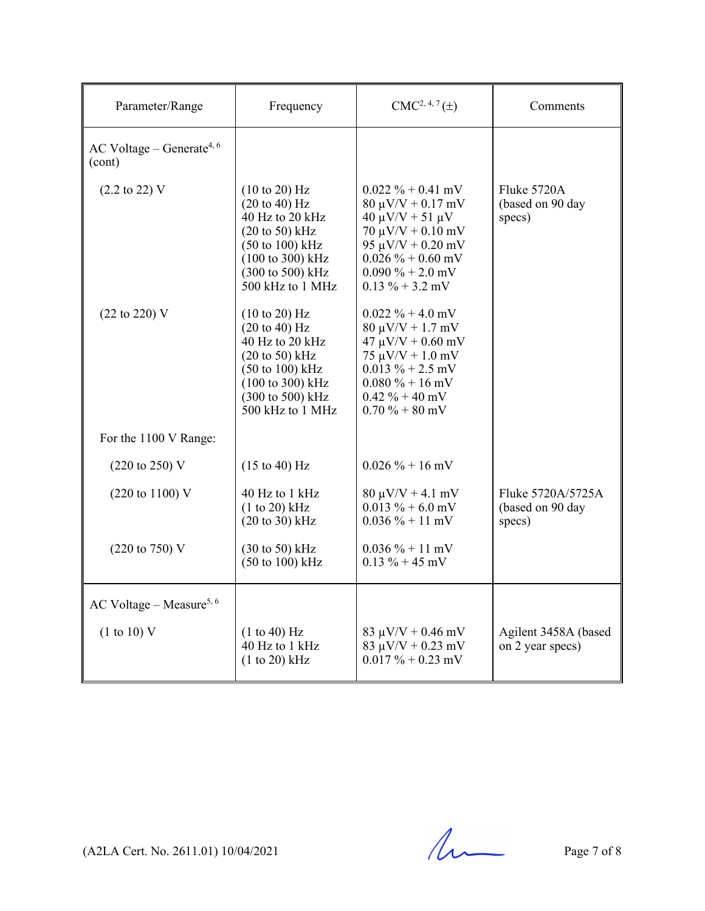| Parameter/Range | Frequency | CMC[2, 4, 7] (±) | Comments |
|---|---|---|---|
| AC Voltage – Generate[4, 6] (cont) | | | |
| (2.2 to 22) V | (10 to 20) Hz<br>(20 to 40) Hz<br>40 Hz to 20 kHz<br>(20 to 50) kHz<br>(50 to 100) kHz<br>(100 to 300) kHz<br>(300 to 500) kHz<br>500 kHz to 1 MHz | 0.022 % + 0.41 mV<br>80 µV/V + 0.17 mV<br>40 µV/V + 51 µV<br>70 µV/V + 0.10 mV<br>95 µV/V + 0.20 mV<br>0.026 % + 0.60 mV<br>0.090 % + 2.0 mV<br>0.13 % + 3.2 mV | Fluke 5720A (based on 90 day specs) |
| (22 to 220) V | (10 to 20) Hz<br>(20 to 40) Hz<br>40 Hz to 20 kHz<br>(20 to 50) kHz<br>(50 to 100) kHz<br>(100 to 300) kHz<br>(300 to 500) kHz<br>500 kHz to 1 MHz | 0.022 % + 4.0 mV<br>80 µV/V + 1.7 mV<br>47 µV/V + 0.60 mV<br>75 µV/V + 1.0 mV<br>0.013 % + 2.5 mV<br>0.080 % + 16 mV<br>0.42 % + 40 mV<br>0.70 % + 80 mV | |
| For the 1100 V Range: | | | |
| (220 to 250) V | (15 to 40) Hz | 0.026 % + 16 mV | |
| (220 to 1100) V | 40 Hz to 1 kHz<br>(1 to 20) kHz<br>(20 to 30) kHz | 80 µV/V + 4.1 mV<br>0.013 % + 6.0 mV<br>0.036 % + 11 mV | Fluke 5720A/5725A (based on 90 day specs) |
| (220 to 750) V | (30 to 50) kHz<br>(50 to 100) kHz | 0.036 % + 11 mV<br>0.13 % + 45 mV | |
| AC Voltage – Measure[5, 6] | | | |
| (1 to 10) V | (1 to 40) Hz<br>40 Hz to 1 kHz<br>(1 to 20) kHz | 83 µV/V + 0.46 mV<br>83 µV/V + 0.23 mV<br>0.017 % + 0.23 mV | Agilent 3458A (based on 2 year specs) |

(A2LA Cert. No. 2611.01) 10/04/2021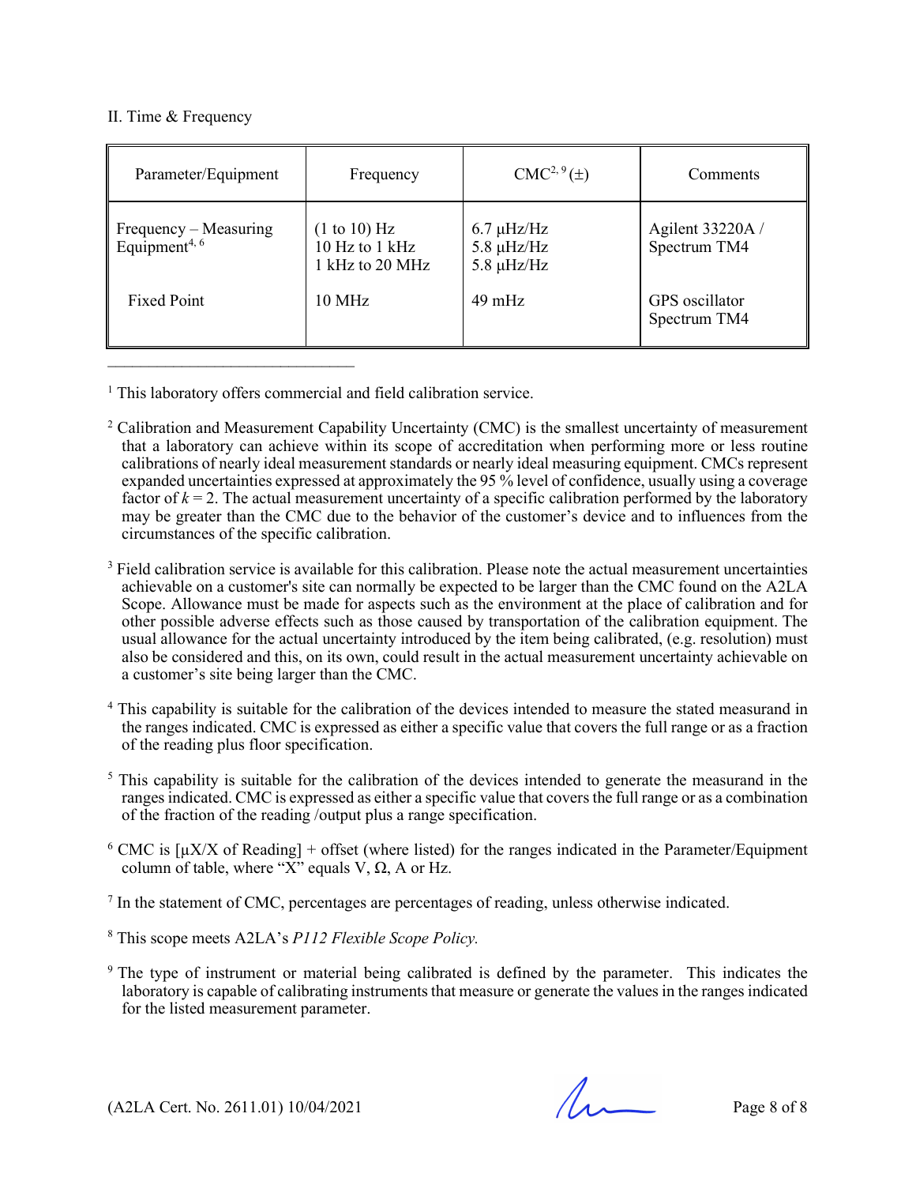II. Time & Frequency

| Parameter/Equipment | Frequency | CMC[2, 9] (±) | Comments |
|---|---|---|---|
| Frequency – Measuring Equipment[4, 6] | (1 to 10) Hz<br>10 Hz to 1 kHz<br>1 kHz to 20 MHz | 6.7 µHz/Hz<br>5.8 µHz/Hz<br>5.8 µHz/Hz | Agilent 33220A / Spectrum TM4 |
| Fixed Point | 10 MHz | 49 mHz | GPS oscillator Spectrum TM4 |

---

[1] This laboratory offers commercial and field calibration service.

[2] Calibration and Measurement Capability Uncertainty (CMC) is the smallest uncertainty of measurement that a laboratory can achieve within its scope of accreditation when performing more or less routine calibrations of nearly ideal measurement standards or nearly ideal measuring equipment. CMCs represent expanded uncertainties expressed at approximately the 95 % level of confidence, usually using a coverage factor of $k = 2$. The actual measurement uncertainty of a specific calibration performed by the laboratory may be greater than the CMC due to the behavior of the customer's device and to influences from the circumstances of the specific calibration.

[3] Field calibration service is available for this calibration. Please note the actual measurement uncertainties achievable on a customer's site can normally be expected to be larger than the CMC found on the A2LA Scope. Allowance must be made for aspects such as the environment at the place of calibration and for other possible adverse effects such as those caused by transportation of the calibration equipment. The usual allowance for the actual uncertainty introduced by the item being calibrated, (e.g. resolution) must also be considered and this, on its own, could result in the actual measurement uncertainty achievable on a customer's site being larger than the CMC.

[4] This capability is suitable for the calibration of the devices intended to measure the stated measurand in the ranges indicated. CMC is expressed as either a specific value that covers the full range or as a fraction of the reading plus floor specification.

[5] This capability is suitable for the calibration of the devices intended to generate the measurand in the ranges indicated. CMC is expressed as either a specific value that covers the full range or as a combination of the fraction of the reading /output plus a range specification.

[6] CMC is [µX/X of Reading] + offset (where listed) for the ranges indicated in the Parameter/Equipment column of table, where "X" equals V, Ω, A or Hz.

[7] In the statement of CMC, percentages are percentages of reading, unless otherwise indicated.

[8] This scope meets A2LA's *P112 Flexible Scope Policy.*

[9] The type of instrument or material being calibrated is defined by the parameter. This indicates the laboratory is capable of calibrating instruments that measure or generate the values in the ranges indicated for the listed measurement parameter.

(A2LA Cert. No. 2611.01) 10/04/2021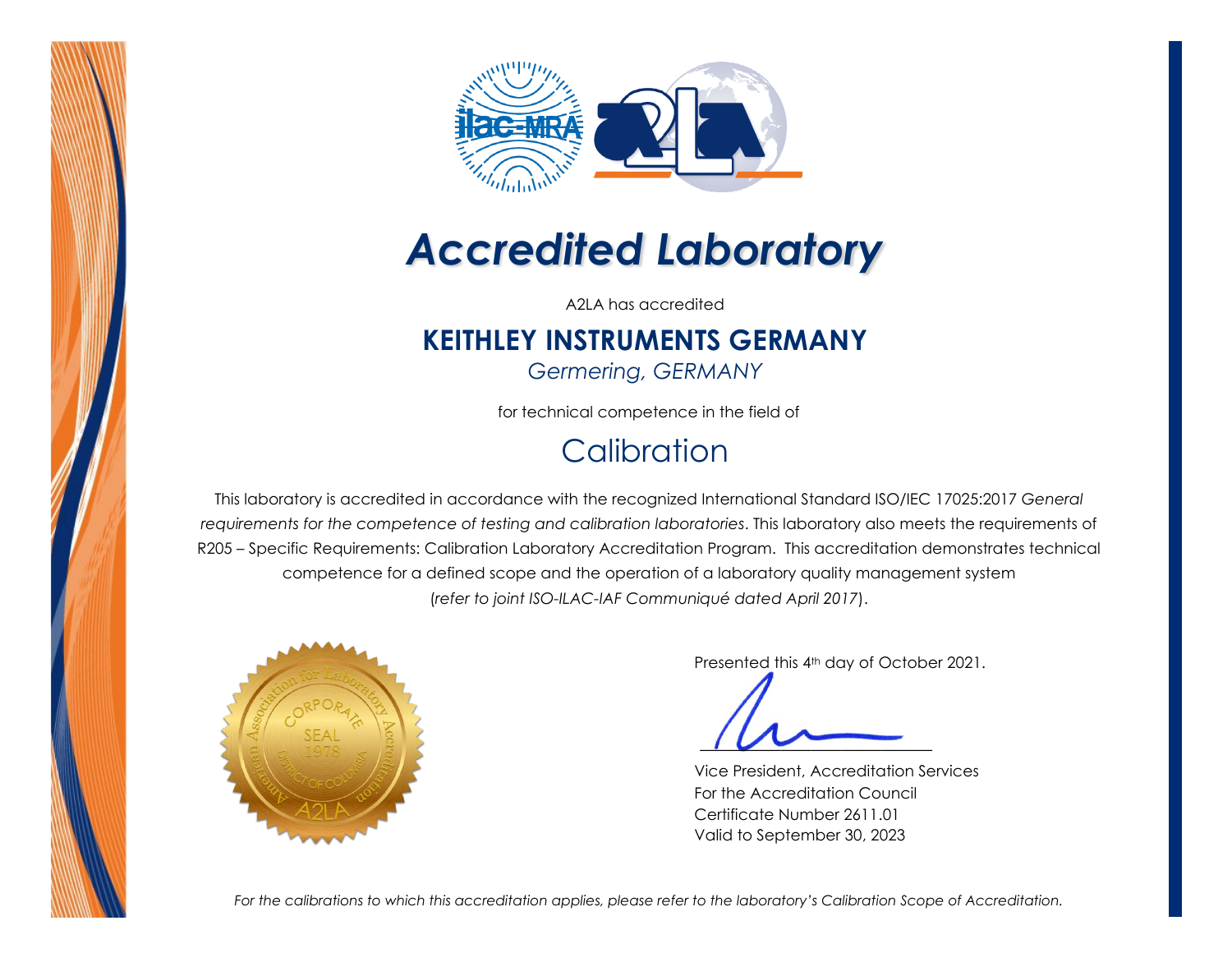# *Accredited Laboratory*

A2LA has accredited

## KEITHLEY INSTRUMENTS GERMANY

*Germering, GERMANY*

for technical competence in the field of

## Calibration

This laboratory is accredited in accordance with the recognized International Standard ISO/IEC 17025:2017 *General requirements for the competence of testing and calibration laboratories*. This laboratory also meets the requirements of R205 – Specific Requirements: Calibration Laboratory Accreditation Program. This accreditation demonstrates technical competence for a defined scope and the operation of a laboratory quality management system (*refer to joint ISO-ILAC-IAF Communiqué dated April 2017*).

Presented this 4th day of October 2021.

Vice President, Accreditation Services
For the Accreditation Council
Certificate Number 2611.01
Valid to September 30, 2023

*For the calibrations to which this accreditation applies, please refer to the laboratory's Calibration Scope of Accreditation.*